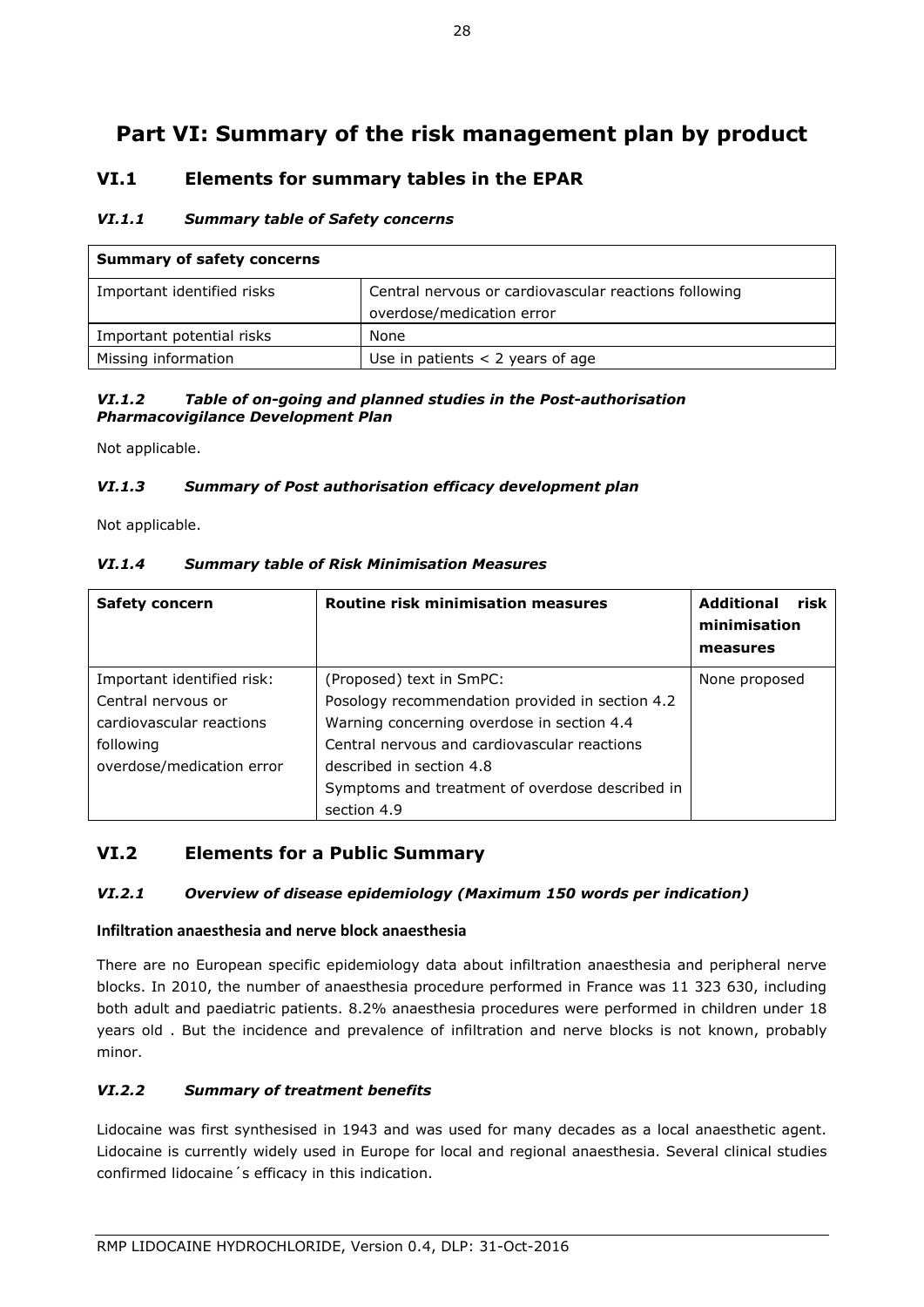# Part VI: Summary of the risk management plan by product

## VI.1 Elements for summary tables in the EPAR

### *VI.1.1 Summary table of Safety concerns*

| **Summary of safety concerns** | |
|---|---|
| Important identified risks | Central nervous or cardiovascular reactions following overdose/medication error |
| Important potential risks | None |
| Missing information | Use in patients < 2 years of age |

### *VI.1.2 Table of on-going and planned studies in the Post-authorisation Pharmacovigilance Development Plan*

Not applicable.

### *VI.1.3 Summary of Post authorisation efficacy development plan*

Not applicable.

### *VI.1.4 Summary table of Risk Minimisation Measures*

| **Safety concern** | **Routine risk minimisation measures** | **Additional risk minimisation measures** |
|---|---|---|
| Important identified risk: Central nervous or cardiovascular reactions following overdose/medication error | (Proposed) text in SmPC:<br>Posology recommendation provided in section 4.2<br>Warning concerning overdose in section 4.4<br>Central nervous and cardiovascular reactions described in section 4.8<br>Symptoms and treatment of overdose described in section 4.9 | None proposed |

## VI.2 Elements for a Public Summary

### *VI.2.1 Overview of disease epidemiology (Maximum 150 words per indication)*

**Infiltration anaesthesia and nerve block anaesthesia**

There are no European specific epidemiology data about infiltration anaesthesia and peripheral nerve blocks. In 2010, the number of anaesthesia procedure performed in France was 11 323 630, including both adult and paediatric patients. 8.2% anaesthesia procedures were performed in children under 18 years old . But the incidence and prevalence of infiltration and nerve blocks is not known, probably minor.

### *VI.2.2 Summary of treatment benefits*

Lidocaine was first synthesised in 1943 and was used for many decades as a local anaesthetic agent. Lidocaine is currently widely used in Europe for local and regional anaesthesia. Several clinical studies confirmed lidocaine´s efficacy in this indication.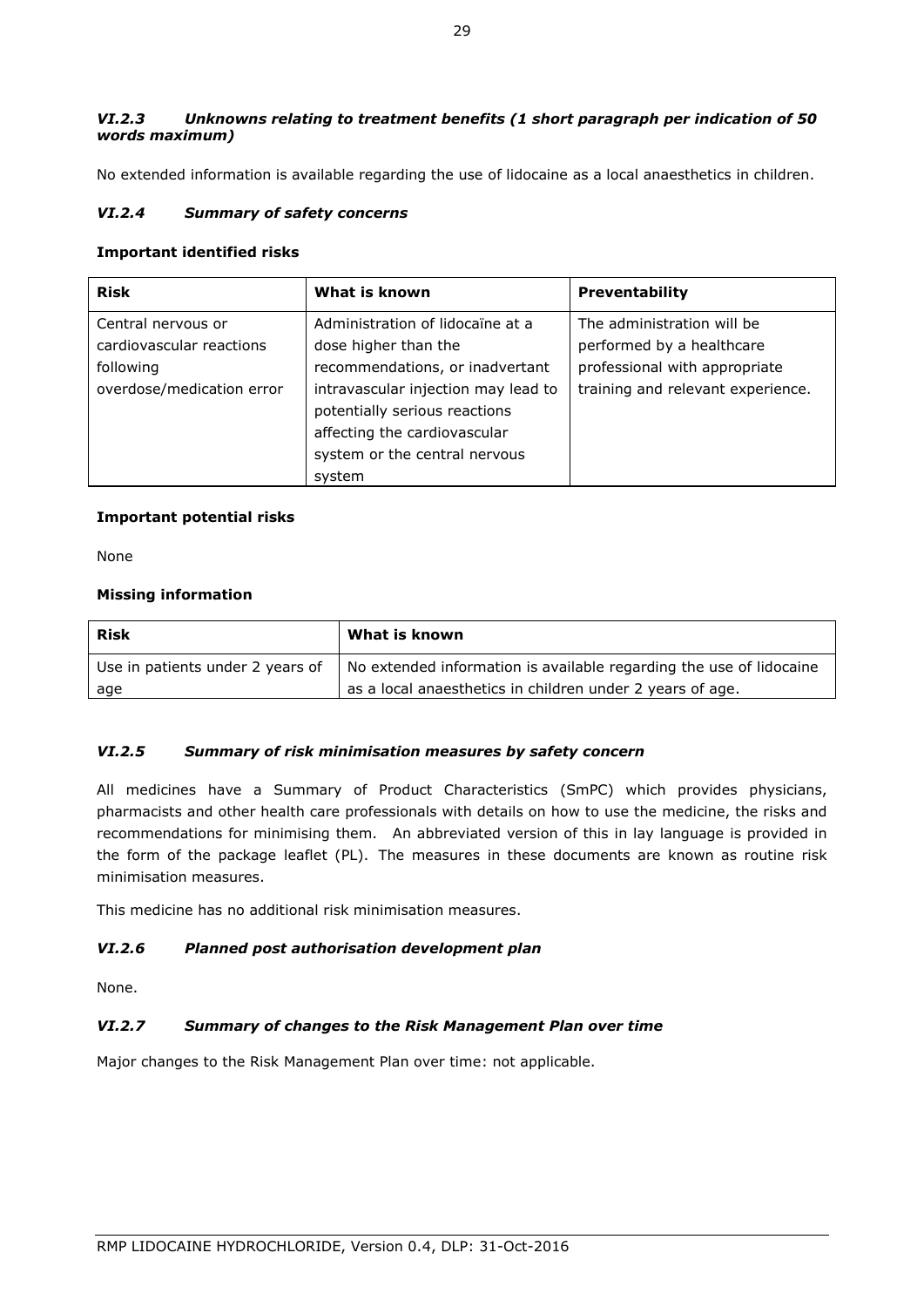### *VI.2.3 Unknowns relating to treatment benefits (1 short paragraph per indication of 50 words maximum)*

No extended information is available regarding the use of lidocaine as a local anaesthetics in children.

### *VI.2.4 Summary of safety concerns*

**Important identified risks**

| **Risk** | **What is known** | **Preventability** |
|---|---|---|
| Central nervous or cardiovascular reactions following overdose/medication error | Administration of lidocaïne at a dose higher than the recommendations, or inadvertant intravascular injection may lead to potentially serious reactions affecting the cardiovascular system or the central nervous system | The administration will be performed by a healthcare professional with appropriate training and relevant experience. |

**Important potential risks**

None

**Missing information**

| **Risk** | **What is known** |
|---|---|
| Use in patients under 2 years of age | No extended information is available regarding the use of lidocaine as a local anaesthetics in children under 2 years of age. |

### *VI.2.5 Summary of risk minimisation measures by safety concern*

All medicines have a Summary of Product Characteristics (SmPC) which provides physicians, pharmacists and other health care professionals with details on how to use the medicine, the risks and recommendations for minimising them. An abbreviated version of this in lay language is provided in the form of the package leaflet (PL). The measures in these documents are known as routine risk minimisation measures.

This medicine has no additional risk minimisation measures.

### *VI.2.6 Planned post authorisation development plan*

None.

### *VI.2.7 Summary of changes to the Risk Management Plan over time*

Major changes to the Risk Management Plan over time: not applicable.